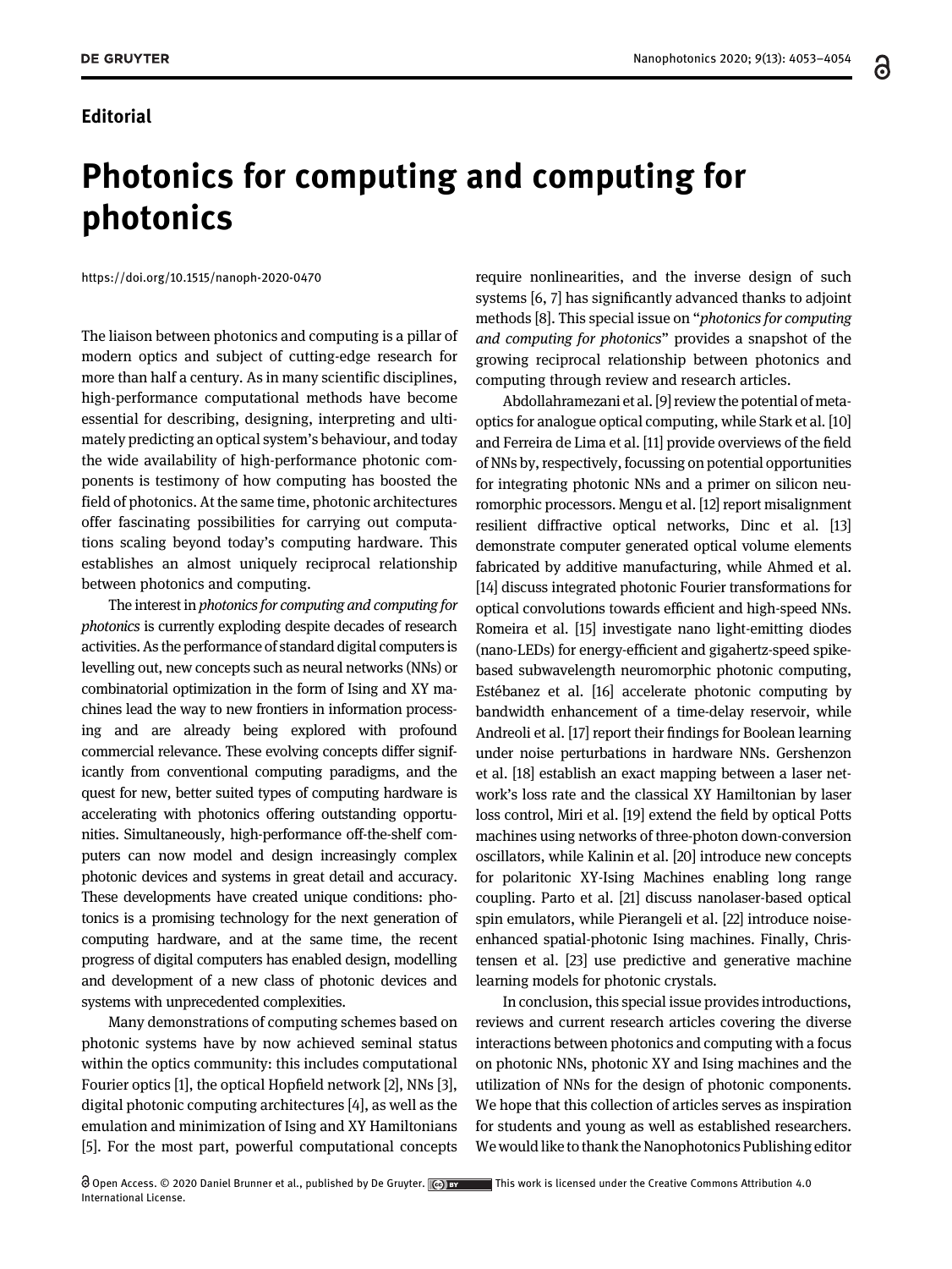Editorial

# Photonics for computing and computing for photonics

https://doi.org/10.1515/nanoph-2020-0470

The liaison between photonics and computing is a pillar of modern optics and subject of cutting-edge research for more than half a century. As in many scientific disciplines, high-performance computational methods have become essential for describing, designing, interpreting and ultimately predicting an optical system's behaviour, and today the wide availability of high-performance photonic components is testimony of how computing has boosted the field of photonics. At the same time, photonic architectures offer fascinating possibilities for carrying out computations scaling beyond today's computing hardware. This establishes an almost uniquely reciprocal relationship between photonics and computing.

The interest in *photonics for computing and computing for photonics* is currently exploding despite decades of research activities. As the performance of standard digital computers is levelling out, new concepts such as neural networks (NNs) or combinatorial optimization in the form of Ising and XY machines lead the way to new frontiers in information processing and are already being explored with profound commercial relevance. These evolving concepts differ significantly from conventional computing paradigms, and the quest for new, better suited types of computing hardware is accelerating with photonics offering outstanding opportunities. Simultaneously, high-performance off-the-shelf computers can now model and design increasingly complex photonic devices and systems in great detail and accuracy. These developments have created unique conditions: photonics is a promising technology for the next generation of computing hardware, and at the same time, the recent progress of digital computers has enabled design, modelling and development of a new class of photonic devices and systems with unprecedented complexities.

Many demonstrations of computing schemes based on photonic systems have by now achieved seminal status within the optics community: this includes computational Fourier optics [1], the optical Hopfield network [2], NNs [3], digital photonic computing architectures [4], as well as the emulation and minimization of Ising and XY Hamiltonians [5]. For the most part, powerful computational concepts require nonlinearities, and the inverse design of such systems [6, 7] has significantly advanced thanks to adjoint methods [8]. This special issue on "*photonics for computing and computing for photonics*" provides a snapshot of the growing reciprocal relationship between photonics and computing through review and research articles.

Abdollahramezani et al. [9] review the potential of meta-optics for analogue optical computing, while Stark et al. [10] and Ferreira de Lima et al. [11] provide overviews of the field of NNs by, respectively, focussing on potential opportunities for integrating photonic NNs and a primer on silicon neuromorphic processors. Mengu et al. [12] report misalignment resilient diffractive optical networks, Dinc et al. [13] demonstrate computer generated optical volume elements fabricated by additive manufacturing, while Ahmed et al. [14] discuss integrated photonic Fourier transformations for optical convolutions towards efficient and high-speed NNs. Romeira et al. [15] investigate nano light-emitting diodes (nano-LEDs) for energy-efficient and gigahertz-speed spike-based subwavelength neuromorphic photonic computing, Estébanez et al. [16] accelerate photonic computing by bandwidth enhancement of a time-delay reservoir, while Andreoli et al. [17] report their findings for Boolean learning under noise perturbations in hardware NNs. Gershenzon et al. [18] establish an exact mapping between a laser network's loss rate and the classical XY Hamiltonian by laser loss control, Miri et al. [19] extend the field by optical Potts machines using networks of three-photon down-conversion oscillators, while Kalinin et al. [20] introduce new concepts for polaritonic XY-Ising Machines enabling long range coupling. Parto et al. [21] discuss nanolaser-based optical spin emulators, while Pierangeli et al. [22] introduce noise-enhanced spatial-photonic Ising machines. Finally, Christensen et al. [23] use predictive and generative machine learning models for photonic crystals.

In conclusion, this special issue provides introductions, reviews and current research articles covering the diverse interactions between photonics and computing with a focus on photonic NNs, photonic XY and Ising machines and the utilization of NNs for the design of photonic components. We hope that this collection of articles serves as inspiration for students and young as well as established researchers. We would like to thank the Nanophotonics Publishing editor

Open Access. © 2020 Daniel Brunner et al., published by De Gruyter. This work is licensed under the Creative Commons Attribution 4.0 International License.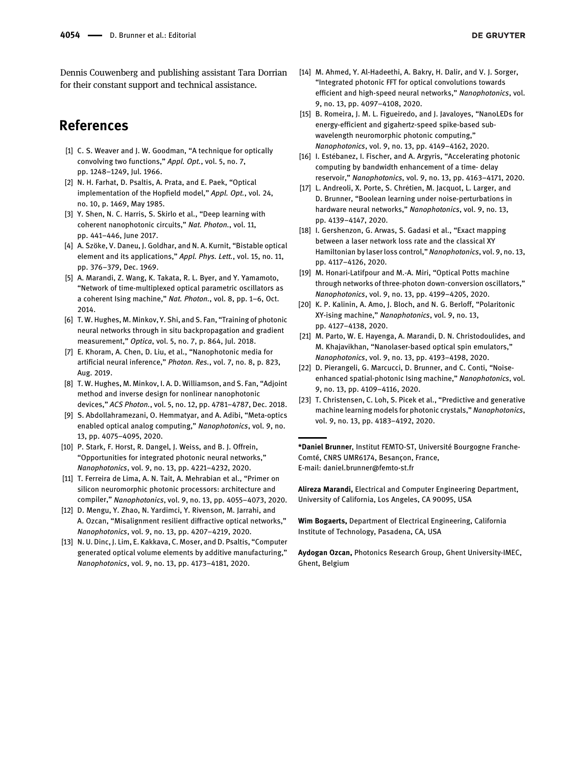Dennis Couwenberg and publishing assistant Tara Dorrian for their constant support and technical assistance.

## References

[1] C. S. Weaver and J. W. Goodman, "A technique for optically convolving two functions," *Appl. Opt.*, vol. 5, no. 7, pp. 1248–1249, Jul. 1966.

[2] N. H. Farhat, D. Psaltis, A. Prata, and E. Paek, "Optical implementation of the Hopfield model," *Appl. Opt.*, vol. 24, no. 10, p. 1469, May 1985.

[3] Y. Shen, N. C. Harris, S. Skirlo et al., "Deep learning with coherent nanophotonic circuits," *Nat. Photon.*, vol. 11, pp. 441–446, June 2017.

[4] A. Szöke, V. Daneu, J. Goldhar, and N. A. Kurnit, "Bistable optical element and its applications," *Appl. Phys. Lett.*, vol. 15, no. 11, pp. 376–379, Dec. 1969.

[5] A. Marandi, Z. Wang, K. Takata, R. L. Byer, and Y. Yamamoto, "Network of time-multiplexed optical parametric oscillators as a coherent Ising machine," *Nat. Photon.*, vol. 8, pp. 1–6, Oct. 2014.

[6] T. W. Hughes, M. Minkov, Y. Shi, and S. Fan, "Training of photonic neural networks through in situ backpropagation and gradient measurement," *Optica*, vol. 5, no. 7, p. 864, Jul. 2018.

[7] E. Khoram, A. Chen, D. Liu, et al., "Nanophotonic media for artificial neural inference," *Photon. Res.*, vol. 7, no. 8, p. 823, Aug. 2019.

[8] T. W. Hughes, M. Minkov, I. A. D. Williamson, and S. Fan, "Adjoint method and inverse design for nonlinear nanophotonic devices," *ACS Photon.*, vol. 5, no. 12, pp. 4781–4787, Dec. 2018.

[9] S. Abdollahramezani, O. Hemmatyar, and A. Adibi, "Meta-optics enabled optical analog computing," *Nanophotonics*, vol. 9, no. 13, pp. 4075–4095, 2020.

[10] P. Stark, F. Horst, R. Dangel, J. Weiss, and B. J. Offrein, "Opportunities for integrated photonic neural networks," *Nanophotonics*, vol. 9, no. 13, pp. 4221–4232, 2020.

[11] T. Ferreira de Lima, A. N. Tait, A. Mehrabian et al., "Primer on silicon neuromorphic photonic processors: architecture and compiler," *Nanophotonics*, vol. 9, no. 13, pp. 4055–4073, 2020.

[12] D. Mengu, Y. Zhao, N. Yardimci, Y. Rivenson, M. Jarrahi, and A. Ozcan, "Misalignment resilient diffractive optical networks," *Nanophotonics*, vol. 9, no. 13, pp. 4207–4219, 2020.

[13] N. U. Dinc, J. Lim, E. Kakkava, C. Moser, and D. Psaltis, "Computer generated optical volume elements by additive manufacturing," *Nanophotonics*, vol. 9, no. 13, pp. 4173–4181, 2020.

[14] M. Ahmed, Y. Al-Hadeethi, A. Bakry, H. Dalir, and V. J. Sorger, "Integrated photonic FFT for optical convolutions towards efficient and high-speed neural networks," *Nanophotonics*, vol. 9, no. 13, pp. 4097–4108, 2020.

[15] B. Romeira, J. M. L. Figueiredo, and J. Javaloyes, "NanoLEDs for energy-efficient and gigahertz-speed spike-based sub-wavelength neuromorphic photonic computing," *Nanophotonics*, vol. 9, no. 13, pp. 4149–4162, 2020.

[16] I. Estébanez, I. Fischer, and A. Argyris, "Accelerating photonic computing by bandwidth enhancement of a time- delay reservoir," *Nanophotonics*, vol. 9, no. 13, pp. 4163–4171, 2020.

[17] L. Andreoli, X. Porte, S. Chrétien, M. Jacquot, L. Larger, and D. Brunner, "Boolean learning under noise-perturbations in hardware neural networks," *Nanophotonics*, vol. 9, no. 13, pp. 4139–4147, 2020.

[18] I. Gershenzon, G. Arwas, S. Gadasi et al., "Exact mapping between a laser network loss rate and the classical XY Hamiltonian by laser loss control," *Nanophotonics*, vol. 9, no. 13, pp. 4117–4126, 2020.

[19] M. Honari-Latifpour and M.-A. Miri, "Optical Potts machine through networks of three-photon down-conversion oscillators," *Nanophotonics*, vol. 9, no. 13, pp. 4199–4205, 2020.

[20] K. P. Kalinin, A. Amo, J. Bloch, and N. G. Berloff, "Polaritonic XY-ising machine," *Nanophotonics*, vol. 9, no. 13, pp. 4127–4138, 2020.

[21] M. Parto, W. E. Hayenga, A. Marandi, D. N. Christodoulides, and M. Khajavikhan, "Nanolaser-based optical spin emulators," *Nanophotonics*, vol. 9, no. 13, pp. 4193–4198, 2020.

[22] D. Pierangeli, G. Marcucci, D. Brunner, and C. Conti, "Noise-enhanced spatial-photonic Ising machine," *Nanophotonics*, vol. 9, no. 13, pp. 4109–4116, 2020.

[23] T. Christensen, C. Loh, S. Picek et al., "Predictive and generative machine learning models for photonic crystals," *Nanophotonics*, vol. 9, no. 13, pp. 4183–4192, 2020.

---

***Daniel Brunner**, Institut FEMTO-ST, Université Bourgogne Franche-Comté, CNRS UMR6174, Besançon, France,
E-mail: daniel.brunner@femto-st.fr

**Alireza Marandi,** Electrical and Computer Engineering Department, University of California, Los Angeles, CA 90095, USA

**Wim Bogaerts,** Department of Electrical Engineering, California Institute of Technology, Pasadena, CA, USA

**Aydogan Ozcan,** Photonics Research Group, Ghent University-IMEC, Ghent, Belgium